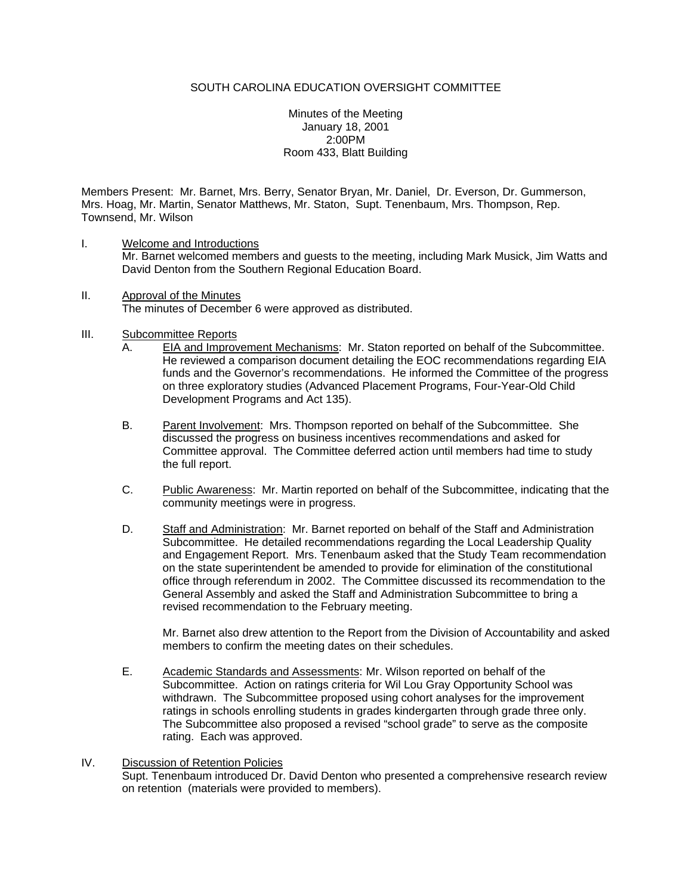# SOUTH CAROLINA EDUCATION OVERSIGHT COMMITTEE

Minutes of the Meeting
January 18, 2001
2:00PM
Room 433, Blatt Building

Members Present: Mr. Barnet, Mrs. Berry, Senator Bryan, Mr. Daniel, Dr. Everson, Dr. Gummerson, Mrs. Hoag, Mr. Martin, Senator Matthews, Mr. Staton, Supt. Tenenbaum, Mrs. Thompson, Rep. Townsend, Mr. Wilson

I. Welcome and Introductions
Mr. Barnet welcomed members and guests to the meeting, including Mark Musick, Jim Watts and David Denton from the Southern Regional Education Board.

II. Approval of the Minutes
The minutes of December 6 were approved as distributed.

III. Subcommittee Reports

A. EIA and Improvement Mechanisms: Mr. Staton reported on behalf of the Subcommittee. He reviewed a comparison document detailing the EOC recommendations regarding EIA funds and the Governor's recommendations. He informed the Committee of the progress on three exploratory studies (Advanced Placement Programs, Four-Year-Old Child Development Programs and Act 135).

B. Parent Involvement: Mrs. Thompson reported on behalf of the Subcommittee. She discussed the progress on business incentives recommendations and asked for Committee approval. The Committee deferred action until members had time to study the full report.

C. Public Awareness: Mr. Martin reported on behalf of the Subcommittee, indicating that the community meetings were in progress.

D. Staff and Administration: Mr. Barnet reported on behalf of the Staff and Administration Subcommittee. He detailed recommendations regarding the Local Leadership Quality and Engagement Report. Mrs. Tenenbaum asked that the Study Team recommendation on the state superintendent be amended to provide for elimination of the constitutional office through referendum in 2002. The Committee discussed its recommendation to the General Assembly and asked the Staff and Administration Subcommittee to bring a revised recommendation to the February meeting.

Mr. Barnet also drew attention to the Report from the Division of Accountability and asked members to confirm the meeting dates on their schedules.

E. Academic Standards and Assessments: Mr. Wilson reported on behalf of the Subcommittee. Action on ratings criteria for Wil Lou Gray Opportunity School was withdrawn. The Subcommittee proposed using cohort analyses for the improvement ratings in schools enrolling students in grades kindergarten through grade three only. The Subcommittee also proposed a revised "school grade" to serve as the composite rating. Each was approved.

IV. Discussion of Retention Policies
Supt. Tenenbaum introduced Dr. David Denton who presented a comprehensive research review on retention (materials were provided to members).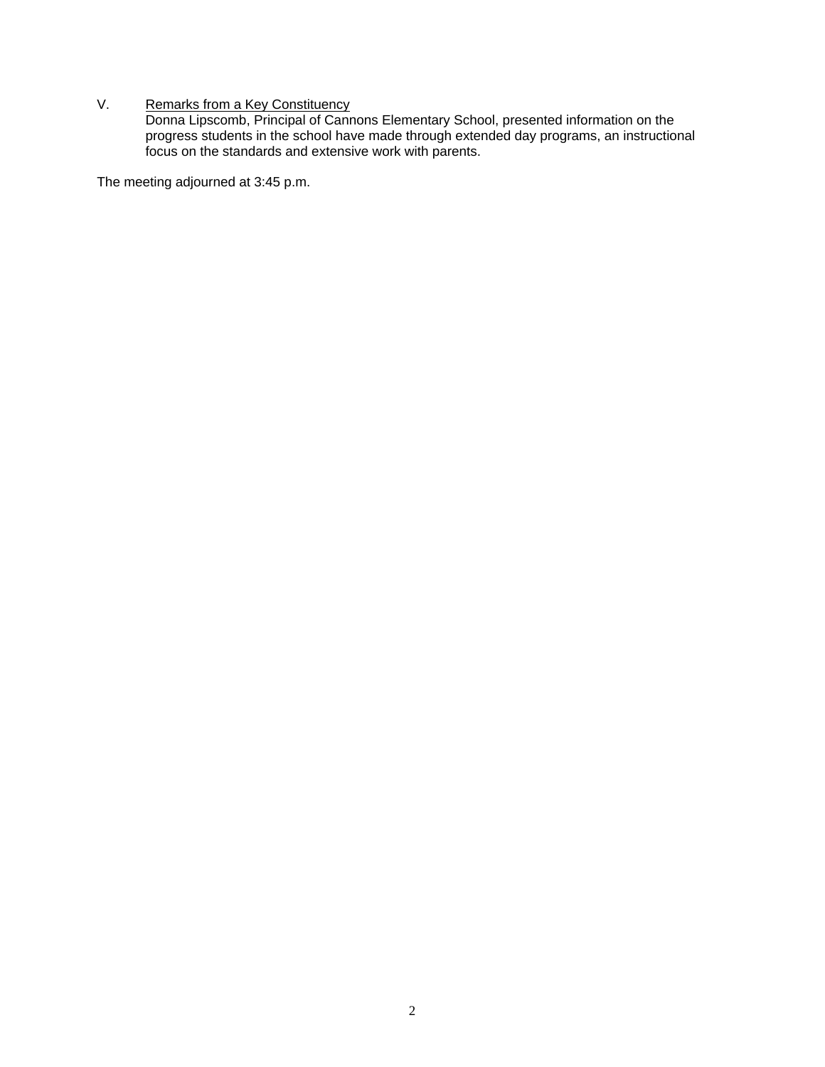V. <u>Remarks from a Key Constituency</u>

Donna Lipscomb, Principal of Cannons Elementary School, presented information on the progress students in the school have made through extended day programs, an instructional focus on the standards and extensive work with parents.

The meeting adjourned at 3:45 p.m.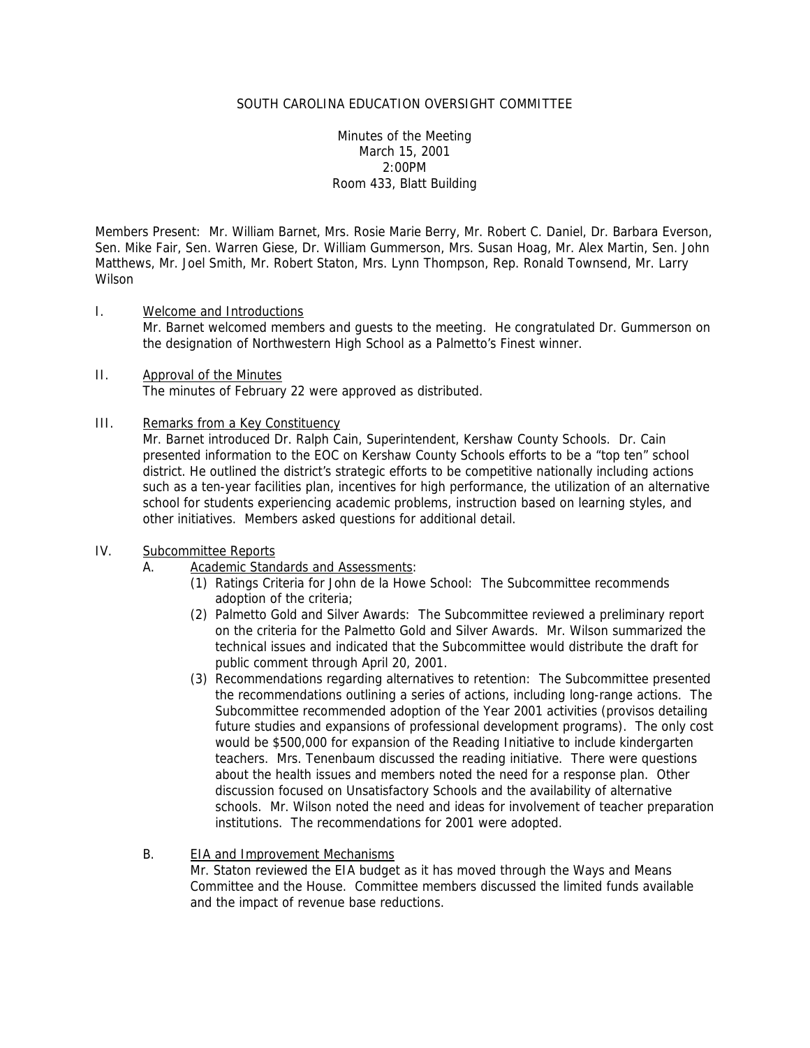SOUTH CAROLINA EDUCATION OVERSIGHT COMMITTEE

Minutes of the Meeting
March 15, 2001
2:00PM
Room 433, Blatt Building

Members Present: Mr. William Barnet, Mrs. Rosie Marie Berry, Mr. Robert C. Daniel, Dr. Barbara Everson, Sen. Mike Fair, Sen. Warren Giese, Dr. William Gummerson, Mrs. Susan Hoag, Mr. Alex Martin, Sen. John Matthews, Mr. Joel Smith, Mr. Robert Staton, Mrs. Lynn Thompson, Rep. Ronald Townsend, Mr. Larry Wilson

I. Welcome and Introductions

Mr. Barnet welcomed members and guests to the meeting. He congratulated Dr. Gummerson on the designation of Northwestern High School as a Palmetto's Finest winner.

II. Approval of the Minutes

The minutes of February 22 were approved as distributed.

III. Remarks from a Key Constituency

Mr. Barnet introduced Dr. Ralph Cain, Superintendent, Kershaw County Schools. Dr. Cain presented information to the EOC on Kershaw County Schools efforts to be a "top ten" school district. He outlined the district's strategic efforts to be competitive nationally including actions such as a ten-year facilities plan, incentives for high performance, the utilization of an alternative school for students experiencing academic problems, instruction based on learning styles, and other initiatives. Members asked questions for additional detail.

IV. Subcommittee Reports

A. Academic Standards and Assessments:

(1) Ratings Criteria for John de la Howe School: The Subcommittee recommends adoption of the criteria;

(2) Palmetto Gold and Silver Awards: The Subcommittee reviewed a preliminary report on the criteria for the Palmetto Gold and Silver Awards. Mr. Wilson summarized the technical issues and indicated that the Subcommittee would distribute the draft for public comment through April 20, 2001.

(3) Recommendations regarding alternatives to retention: The Subcommittee presented the recommendations outlining a series of actions, including long-range actions. The Subcommittee recommended adoption of the Year 2001 activities (provisos detailing future studies and expansions of professional development programs). The only cost would be $500,000 for expansion of the Reading Initiative to include kindergarten teachers. Mrs. Tenenbaum discussed the reading initiative. There were questions about the health issues and members noted the need for a response plan. Other discussion focused on Unsatisfactory Schools and the availability of alternative schools. Mr. Wilson noted the need and ideas for involvement of teacher preparation institutions. The recommendations for 2001 were adopted.

B. EIA and Improvement Mechanisms

Mr. Staton reviewed the EIA budget as it has moved through the Ways and Means Committee and the House. Committee members discussed the limited funds available and the impact of revenue base reductions.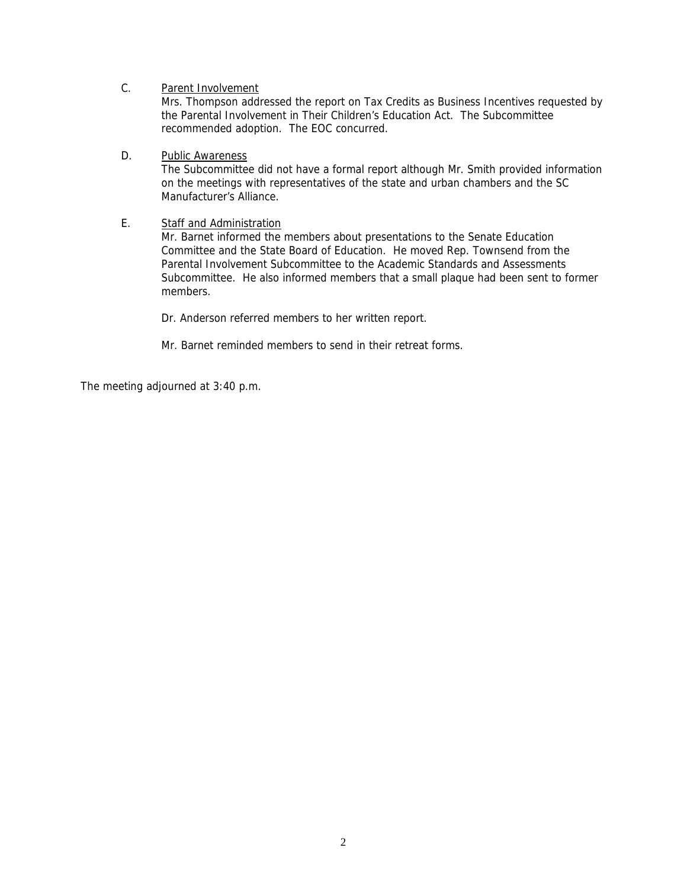C. <u>Parent Involvement</u>

Mrs. Thompson addressed the report on Tax Credits as Business Incentives requested by the Parental Involvement in Their Children's Education Act. The Subcommittee recommended adoption. The EOC concurred.

D. <u>Public Awareness</u>

The Subcommittee did not have a formal report although Mr. Smith provided information on the meetings with representatives of the state and urban chambers and the SC Manufacturer's Alliance.

E. <u>Staff and Administration</u>

Mr. Barnet informed the members about presentations to the Senate Education Committee and the State Board of Education. He moved Rep. Townsend from the Parental Involvement Subcommittee to the Academic Standards and Assessments Subcommittee. He also informed members that a small plaque had been sent to former members.

Dr. Anderson referred members to her written report.

Mr. Barnet reminded members to send in their retreat forms.

The meeting adjourned at 3:40 p.m.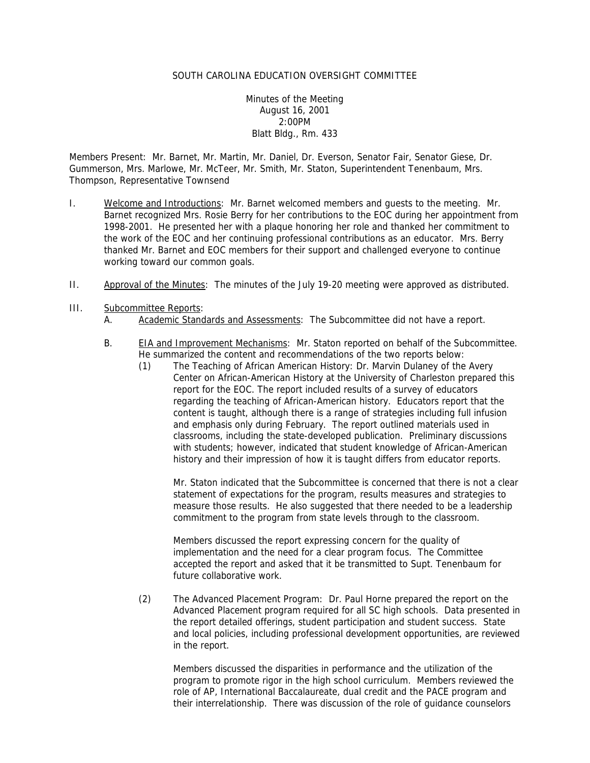SOUTH CAROLINA EDUCATION OVERSIGHT COMMITTEE

Minutes of the Meeting
August 16, 2001
2:00PM
Blatt Bldg., Rm. 433

Members Present: Mr. Barnet, Mr. Martin, Mr. Daniel, Dr. Everson, Senator Fair, Senator Giese, Dr. Gummerson, Mrs. Marlowe, Mr. McTeer, Mr. Smith, Mr. Staton, Superintendent Tenenbaum, Mrs. Thompson, Representative Townsend

I. Welcome and Introductions: Mr. Barnet welcomed members and guests to the meeting. Mr. Barnet recognized Mrs. Rosie Berry for her contributions to the EOC during her appointment from 1998-2001. He presented her with a plaque honoring her role and thanked her commitment to the work of the EOC and her continuing professional contributions as an educator. Mrs. Berry thanked Mr. Barnet and EOC members for their support and challenged everyone to continue working toward our common goals.

II. Approval of the Minutes: The minutes of the July 19-20 meeting were approved as distributed.

III. Subcommittee Reports:

A. Academic Standards and Assessments: The Subcommittee did not have a report.

B. EIA and Improvement Mechanisms: Mr. Staton reported on behalf of the Subcommittee. He summarized the content and recommendations of the two reports below:

(1) The Teaching of African American History: Dr. Marvin Dulaney of the Avery Center on African-American History at the University of Charleston prepared this report for the EOC. The report included results of a survey of educators regarding the teaching of African-American history. Educators report that the content is taught, although there is a range of strategies including full infusion and emphasis only during February. The report outlined materials used in classrooms, including the state-developed publication. Preliminary discussions with students; however, indicated that student knowledge of African-American history and their impression of how it is taught differs from educator reports.

Mr. Staton indicated that the Subcommittee is concerned that there is not a clear statement of expectations for the program, results measures and strategies to measure those results. He also suggested that there needed to be a leadership commitment to the program from state levels through to the classroom.

Members discussed the report expressing concern for the quality of implementation and the need for a clear program focus. The Committee accepted the report and asked that it be transmitted to Supt. Tenenbaum for future collaborative work.

(2) The Advanced Placement Program: Dr. Paul Horne prepared the report on the Advanced Placement program required for all SC high schools. Data presented in the report detailed offerings, student participation and student success. State and local policies, including professional development opportunities, are reviewed in the report.

Members discussed the disparities in performance and the utilization of the program to promote rigor in the high school curriculum. Members reviewed the role of AP, International Baccalaureate, dual credit and the PACE program and their interrelationship. There was discussion of the role of guidance counselors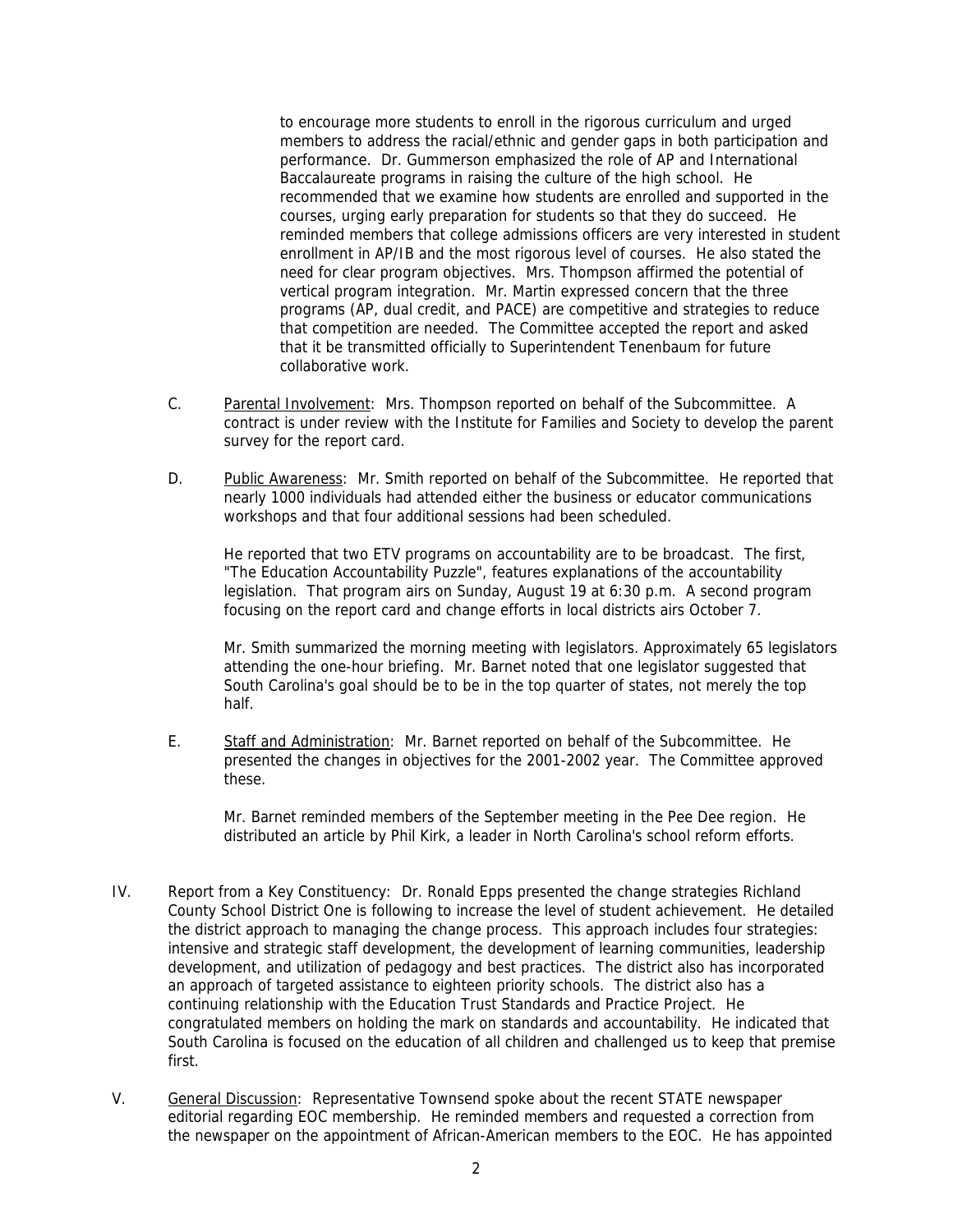to encourage more students to enroll in the rigorous curriculum and urged members to address the racial/ethnic and gender gaps in both participation and performance. Dr. Gummerson emphasized the role of AP and International Baccalaureate programs in raising the culture of the high school. He recommended that we examine how students are enrolled and supported in the courses, urging early preparation for students so that they do succeed. He reminded members that college admissions officers are very interested in student enrollment in AP/IB and the most rigorous level of courses. He also stated the need for clear program objectives. Mrs. Thompson affirmed the potential of vertical program integration. Mr. Martin expressed concern that the three programs (AP, dual credit, and PACE) are competitive and strategies to reduce that competition are needed. The Committee accepted the report and asked that it be transmitted officially to Superintendent Tenenbaum for future collaborative work.

C. Parental Involvement: Mrs. Thompson reported on behalf of the Subcommittee. A contract is under review with the Institute for Families and Society to develop the parent survey for the report card.

D. Public Awareness: Mr. Smith reported on behalf of the Subcommittee. He reported that nearly 1000 individuals had attended either the business or educator communications workshops and that four additional sessions had been scheduled.

He reported that two ETV programs on accountability are to be broadcast. The first, "The Education Accountability Puzzle", features explanations of the accountability legislation. That program airs on Sunday, August 19 at 6:30 p.m. A second program focusing on the report card and change efforts in local districts airs October 7.

Mr. Smith summarized the morning meeting with legislators. Approximately 65 legislators attending the one-hour briefing. Mr. Barnet noted that one legislator suggested that South Carolina's goal should be to be in the top quarter of states, not merely the top half.

E. Staff and Administration: Mr. Barnet reported on behalf of the Subcommittee. He presented the changes in objectives for the 2001-2002 year. The Committee approved these.

Mr. Barnet reminded members of the September meeting in the Pee Dee region. He distributed an article by Phil Kirk, a leader in North Carolina's school reform efforts.

IV. Report from a Key Constituency: Dr. Ronald Epps presented the change strategies Richland County School District One is following to increase the level of student achievement. He detailed the district approach to managing the change process. This approach includes four strategies: intensive and strategic staff development, the development of learning communities, leadership development, and utilization of pedagogy and best practices. The district also has incorporated an approach of targeted assistance to eighteen priority schools. The district also has a continuing relationship with the Education Trust Standards and Practice Project. He congratulated members on holding the mark on standards and accountability. He indicated that South Carolina is focused on the education of all children and challenged us to keep that premise first.

V. General Discussion: Representative Townsend spoke about the recent STATE newspaper editorial regarding EOC membership. He reminded members and requested a correction from the newspaper on the appointment of African-American members to the EOC. He has appointed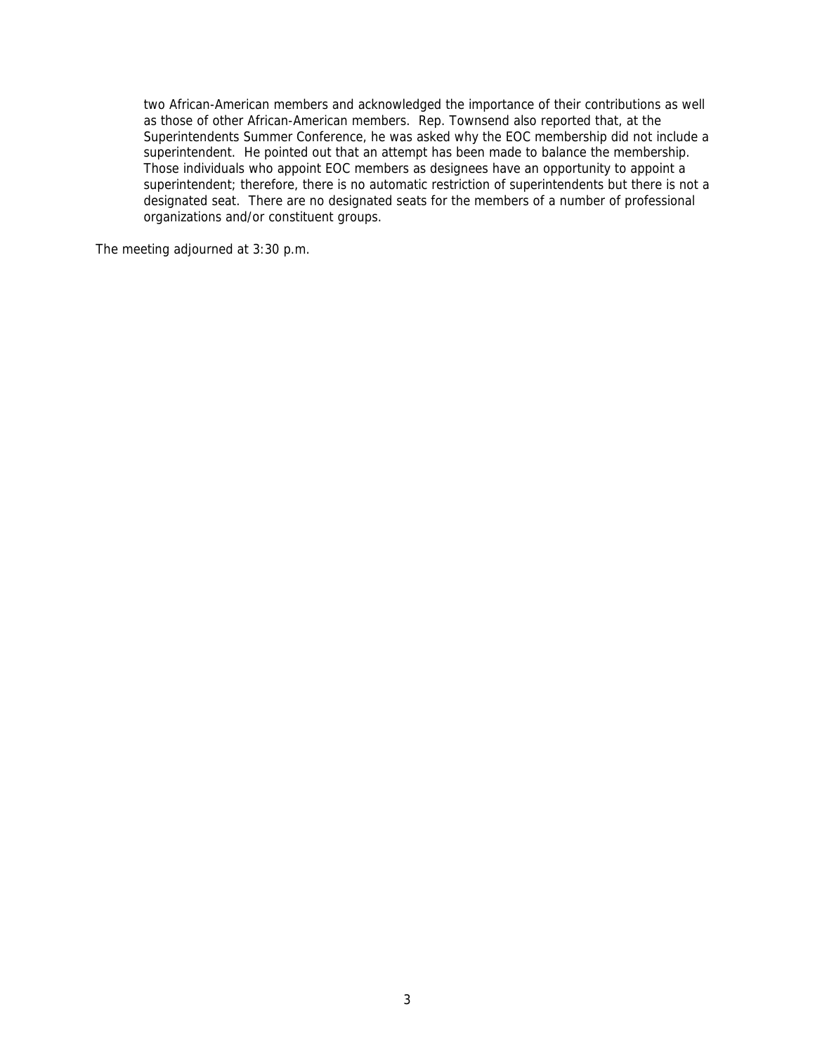two African-American members and acknowledged the importance of their contributions as well as those of other African-American members. Rep. Townsend also reported that, at the Superintendents Summer Conference, he was asked why the EOC membership did not include a superintendent. He pointed out that an attempt has been made to balance the membership. Those individuals who appoint EOC members as designees have an opportunity to appoint a superintendent; therefore, there is no automatic restriction of superintendents but there is not a designated seat. There are no designated seats for the members of a number of professional organizations and/or constituent groups.

The meeting adjourned at 3:30 p.m.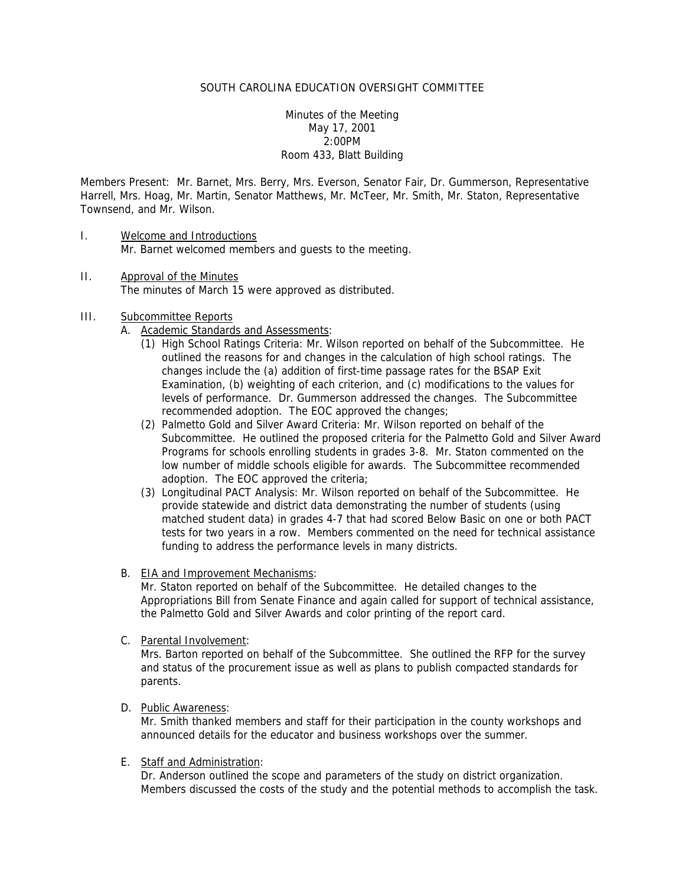SOUTH CAROLINA EDUCATION OVERSIGHT COMMITTEE

Minutes of the Meeting
May 17, 2001
2:00PM
Room 433, Blatt Building

Members Present: Mr. Barnet, Mrs. Berry, Mrs. Everson, Senator Fair, Dr. Gummerson, Representative Harrell, Mrs. Hoag, Mr. Martin, Senator Matthews, Mr. McTeer, Mr. Smith, Mr. Staton, Representative Townsend, and Mr. Wilson.

I. Welcome and Introductions
Mr. Barnet welcomed members and guests to the meeting.

II. Approval of the Minutes
The minutes of March 15 were approved as distributed.

III. Subcommittee Reports

A. Academic Standards and Assessments:

(1) High School Ratings Criteria: Mr. Wilson reported on behalf of the Subcommittee. He outlined the reasons for and changes in the calculation of high school ratings. The changes include the (a) addition of first-time passage rates for the BSAP Exit Examination, (b) weighting of each criterion, and (c) modifications to the values for levels of performance. Dr. Gummerson addressed the changes. The Subcommittee recommended adoption. The EOC approved the changes;

(2) Palmetto Gold and Silver Award Criteria: Mr. Wilson reported on behalf of the Subcommittee. He outlined the proposed criteria for the Palmetto Gold and Silver Award Programs for schools enrolling students in grades 3-8. Mr. Staton commented on the low number of middle schools eligible for awards. The Subcommittee recommended adoption. The EOC approved the criteria;

(3) Longitudinal PACT Analysis: Mr. Wilson reported on behalf of the Subcommittee. He provide statewide and district data demonstrating the number of students (using matched student data) in grades 4-7 that had scored Below Basic on one or both PACT tests for two years in a row. Members commented on the need for technical assistance funding to address the performance levels in many districts.

B. EIA and Improvement Mechanisms:
Mr. Staton reported on behalf of the Subcommittee. He detailed changes to the Appropriations Bill from Senate Finance and again called for support of technical assistance, the Palmetto Gold and Silver Awards and color printing of the report card.

C. Parental Involvement:
Mrs. Barton reported on behalf of the Subcommittee. She outlined the RFP for the survey and status of the procurement issue as well as plans to publish compacted standards for parents.

D. Public Awareness:
Mr. Smith thanked members and staff for their participation in the county workshops and announced details for the educator and business workshops over the summer.

E. Staff and Administration:
Dr. Anderson outlined the scope and parameters of the study on district organization. Members discussed the costs of the study and the potential methods to accomplish the task.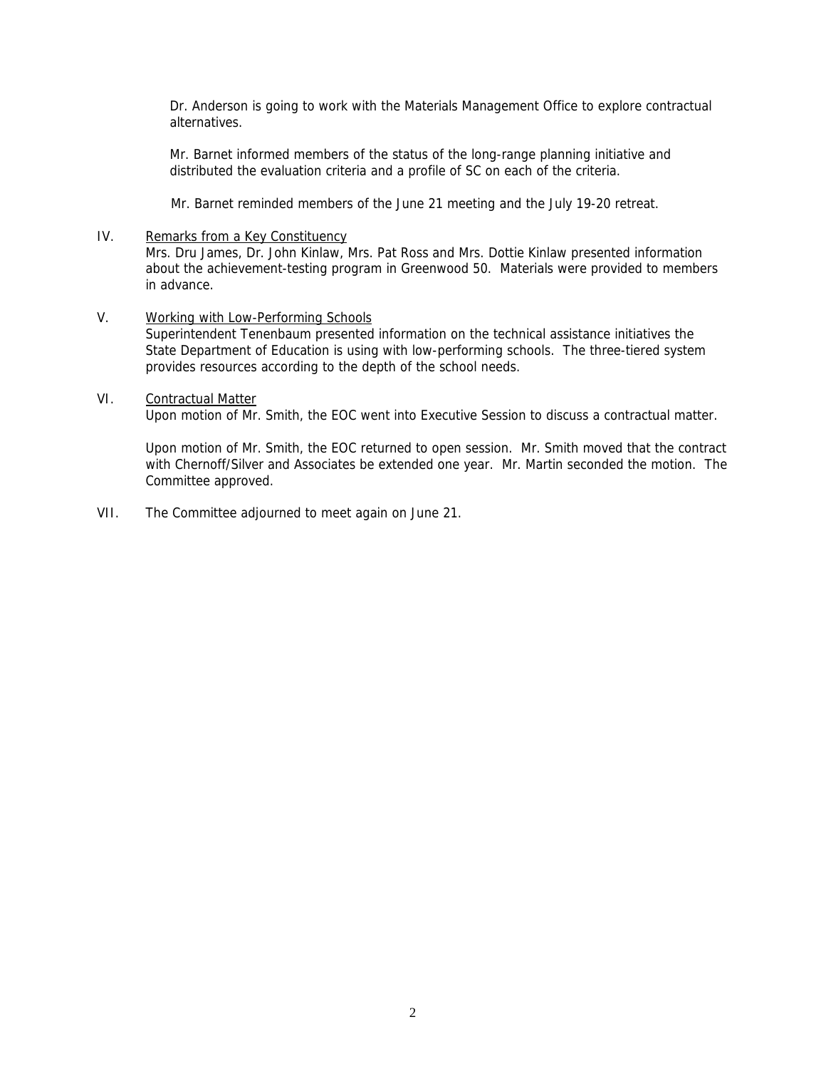Dr. Anderson is going to work with the Materials Management Office to explore contractual alternatives.

Mr. Barnet informed members of the status of the long-range planning initiative and distributed the evaluation criteria and a profile of SC on each of the criteria.

Mr. Barnet reminded members of the June 21 meeting and the July 19-20 retreat.

IV. Remarks from a Key Constituency

Mrs. Dru James, Dr. John Kinlaw, Mrs. Pat Ross and Mrs. Dottie Kinlaw presented information about the achievement-testing program in Greenwood 50. Materials were provided to members in advance.

V. Working with Low-Performing Schools

Superintendent Tenenbaum presented information on the technical assistance initiatives the State Department of Education is using with low-performing schools. The three-tiered system provides resources according to the depth of the school needs.

VI. Contractual Matter

Upon motion of Mr. Smith, the EOC went into Executive Session to discuss a contractual matter.

Upon motion of Mr. Smith, the EOC returned to open session. Mr. Smith moved that the contract with Chernoff/Silver and Associates be extended one year. Mr. Martin seconded the motion. The Committee approved.

VII. The Committee adjourned to meet again on June 21.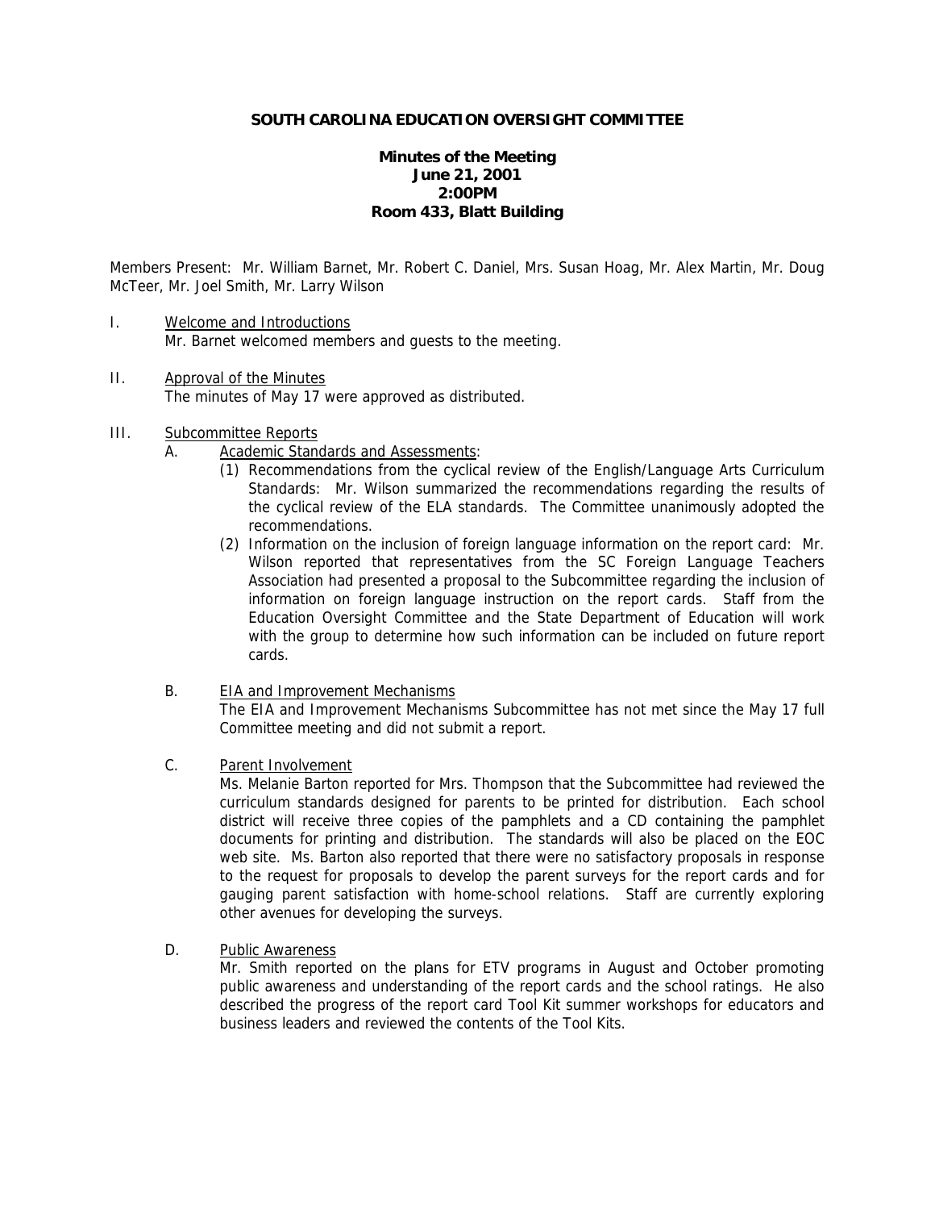**SOUTH CAROLINA EDUCATION OVERSIGHT COMMITTEE**

**Minutes of the Meeting**
**June 21, 2001**
**2:00PM**
**Room 433, Blatt Building**

Members Present: Mr. William Barnet, Mr. Robert C. Daniel, Mrs. Susan Hoag, Mr. Alex Martin, Mr. Doug McTeer, Mr. Joel Smith, Mr. Larry Wilson

I. Welcome and Introductions

Mr. Barnet welcomed members and guests to the meeting.

II. Approval of the Minutes

The minutes of May 17 were approved as distributed.

III. Subcommittee Reports

A. Academic Standards and Assessments:

(1) Recommendations from the cyclical review of the English/Language Arts Curriculum Standards: Mr. Wilson summarized the recommendations regarding the results of the cyclical review of the ELA standards. The Committee unanimously adopted the recommendations.

(2) Information on the inclusion of foreign language information on the report card: Mr. Wilson reported that representatives from the SC Foreign Language Teachers Association had presented a proposal to the Subcommittee regarding the inclusion of information on foreign language instruction on the report cards. Staff from the Education Oversight Committee and the State Department of Education will work with the group to determine how such information can be included on future report cards.

B. EIA and Improvement Mechanisms

The EIA and Improvement Mechanisms Subcommittee has not met since the May 17 full Committee meeting and did not submit a report.

C. Parent Involvement

Ms. Melanie Barton reported for Mrs. Thompson that the Subcommittee had reviewed the curriculum standards designed for parents to be printed for distribution. Each school district will receive three copies of the pamphlets and a CD containing the pamphlet documents for printing and distribution. The standards will also be placed on the EOC web site. Ms. Barton also reported that there were no satisfactory proposals in response to the request for proposals to develop the parent surveys for the report cards and for gauging parent satisfaction with home-school relations. Staff are currently exploring other avenues for developing the surveys.

D. Public Awareness

Mr. Smith reported on the plans for ETV programs in August and October promoting public awareness and understanding of the report cards and the school ratings. He also described the progress of the report card Tool Kit summer workshops for educators and business leaders and reviewed the contents of the Tool Kits.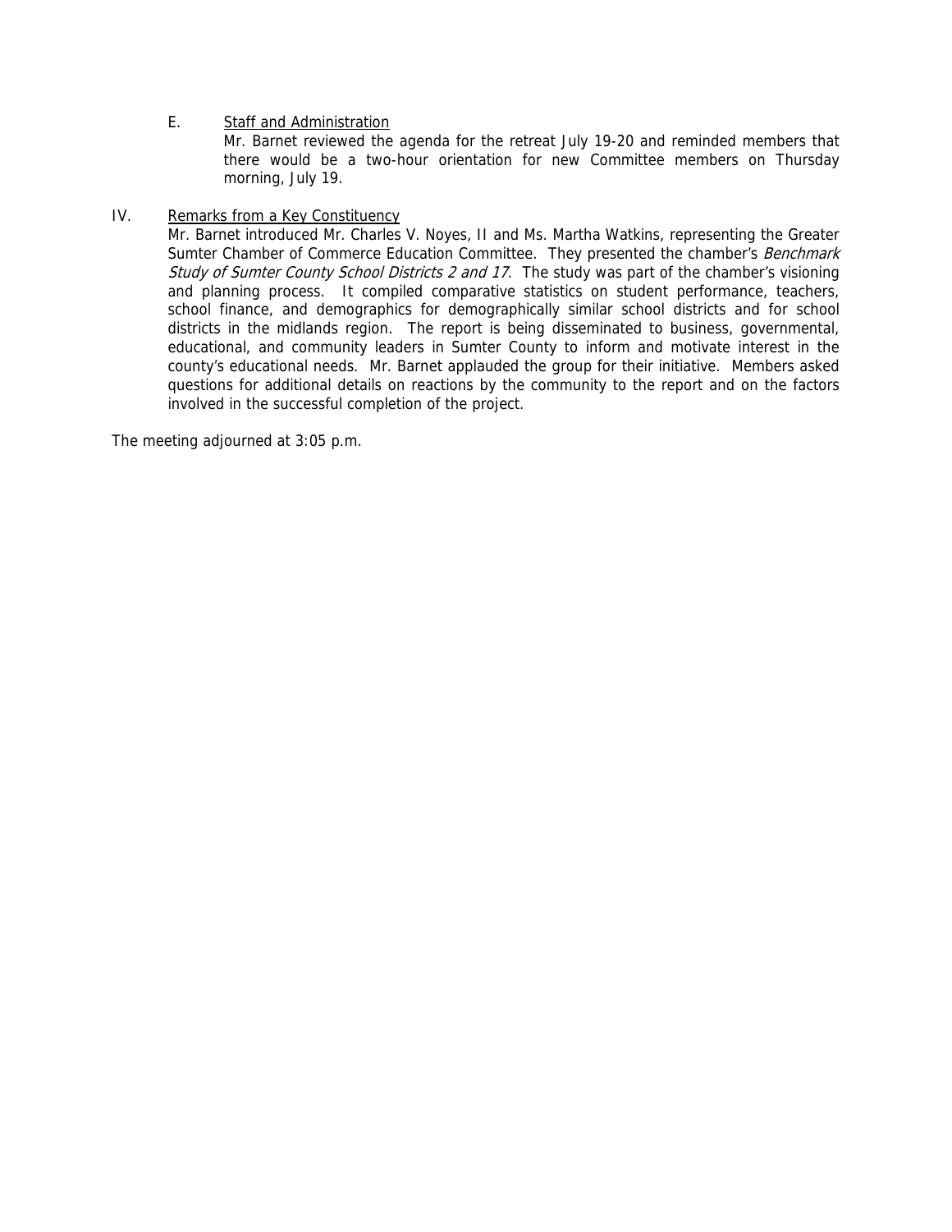E. <u>Staff and Administration</u>

Mr. Barnet reviewed the agenda for the retreat July 19-20 and reminded members that there would be a two-hour orientation for new Committee members on Thursday morning, July 19.

IV. <u>Remarks from a Key Constituency</u>

Mr. Barnet introduced Mr. Charles V. Noyes, II and Ms. Martha Watkins, representing the Greater Sumter Chamber of Commerce Education Committee. They presented the chamber's *Benchmark Study of Sumter County School Districts 2 and 17*. The study was part of the chamber's visioning and planning process. It compiled comparative statistics on student performance, teachers, school finance, and demographics for demographically similar school districts and for school districts in the midlands region. The report is being disseminated to business, governmental, educational, and community leaders in Sumter County to inform and motivate interest in the county's educational needs. Mr. Barnet applauded the group for their initiative. Members asked questions for additional details on reactions by the community to the report and on the factors involved in the successful completion of the project.

The meeting adjourned at 3:05 p.m.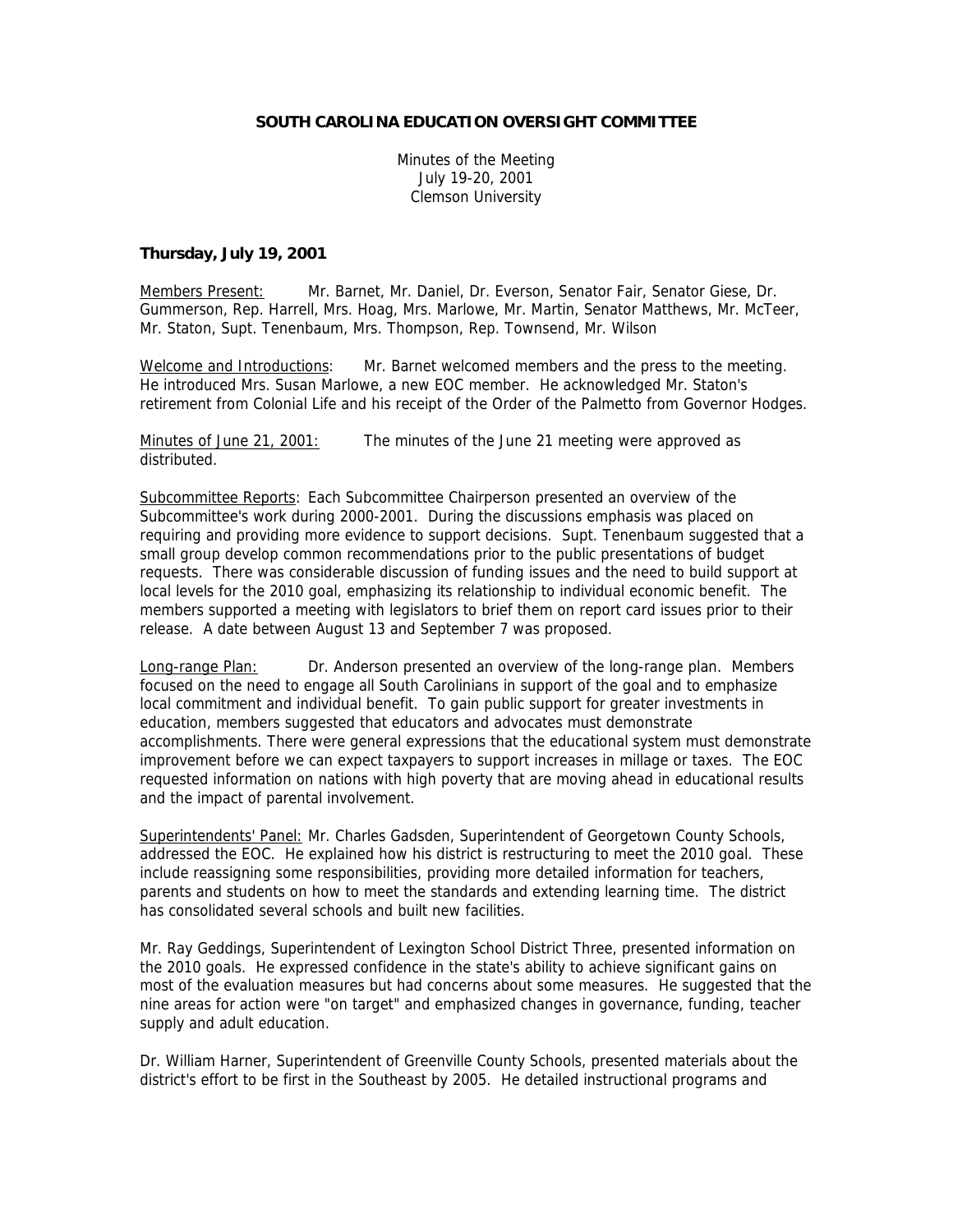**SOUTH CAROLINA EDUCATION OVERSIGHT COMMITTEE**

Minutes of the Meeting
July 19-20, 2001
Clemson University

**Thursday, July 19, 2001**

Members Present: Mr. Barnet, Mr. Daniel, Dr. Everson, Senator Fair, Senator Giese, Dr. Gummerson, Rep. Harrell, Mrs. Hoag, Mrs. Marlowe, Mr. Martin, Senator Matthews, Mr. McTeer, Mr. Staton, Supt. Tenenbaum, Mrs. Thompson, Rep. Townsend, Mr. Wilson

Welcome and Introductions: Mr. Barnet welcomed members and the press to the meeting. He introduced Mrs. Susan Marlowe, a new EOC member. He acknowledged Mr. Staton's retirement from Colonial Life and his receipt of the Order of the Palmetto from Governor Hodges.

Minutes of June 21, 2001: The minutes of the June 21 meeting were approved as distributed.

Subcommittee Reports: Each Subcommittee Chairperson presented an overview of the Subcommittee's work during 2000-2001. During the discussions emphasis was placed on requiring and providing more evidence to support decisions. Supt. Tenenbaum suggested that a small group develop common recommendations prior to the public presentations of budget requests. There was considerable discussion of funding issues and the need to build support at local levels for the 2010 goal, emphasizing its relationship to individual economic benefit. The members supported a meeting with legislators to brief them on report card issues prior to their release. A date between August 13 and September 7 was proposed.

Long-range Plan: Dr. Anderson presented an overview of the long-range plan. Members focused on the need to engage all South Carolinians in support of the goal and to emphasize local commitment and individual benefit. To gain public support for greater investments in education, members suggested that educators and advocates must demonstrate accomplishments. There were general expressions that the educational system must demonstrate improvement before we can expect taxpayers to support increases in millage or taxes. The EOC requested information on nations with high poverty that are moving ahead in educational results and the impact of parental involvement.

Superintendents' Panel: Mr. Charles Gadsden, Superintendent of Georgetown County Schools, addressed the EOC. He explained how his district is restructuring to meet the 2010 goal. These include reassigning some responsibilities, providing more detailed information for teachers, parents and students on how to meet the standards and extending learning time. The district has consolidated several schools and built new facilities.

Mr. Ray Geddings, Superintendent of Lexington School District Three, presented information on the 2010 goals. He expressed confidence in the state's ability to achieve significant gains on most of the evaluation measures but had concerns about some measures. He suggested that the nine areas for action were "on target" and emphasized changes in governance, funding, teacher supply and adult education.

Dr. William Harner, Superintendent of Greenville County Schools, presented materials about the district's effort to be first in the Southeast by 2005. He detailed instructional programs and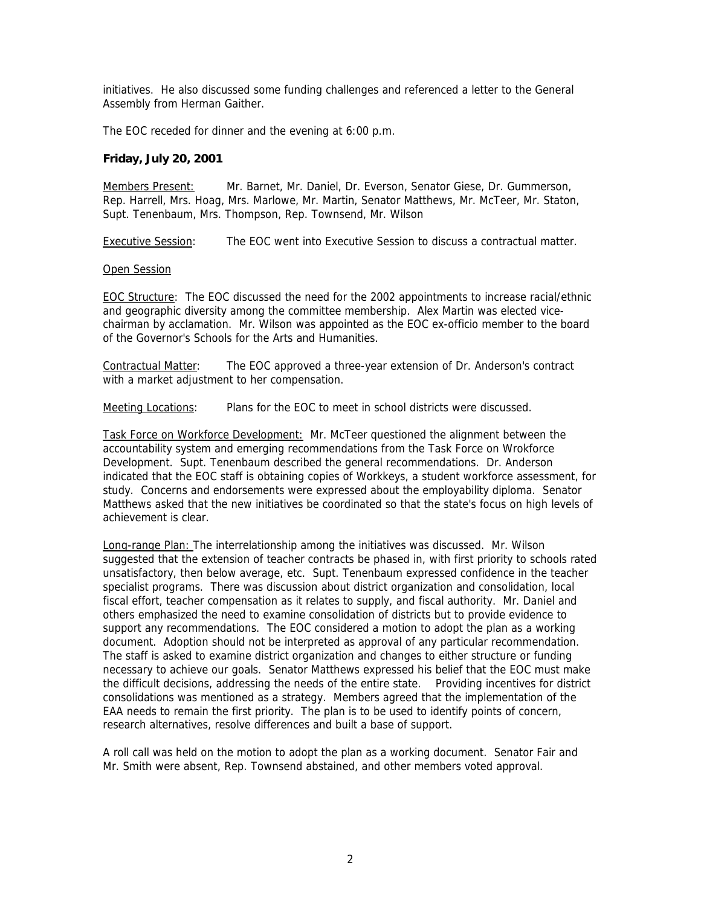initiatives. He also discussed some funding challenges and referenced a letter to the General Assembly from Herman Gaither.

The EOC receded for dinner and the evening at 6:00 p.m.

**Friday, July 20, 2001**

Members Present: Mr. Barnet, Mr. Daniel, Dr. Everson, Senator Giese, Dr. Gummerson, Rep. Harrell, Mrs. Hoag, Mrs. Marlowe, Mr. Martin, Senator Matthews, Mr. McTeer, Mr. Staton, Supt. Tenenbaum, Mrs. Thompson, Rep. Townsend, Mr. Wilson

Executive Session: The EOC went into Executive Session to discuss a contractual matter.

Open Session

EOC Structure: The EOC discussed the need for the 2002 appointments to increase racial/ethnic and geographic diversity among the committee membership. Alex Martin was elected vice-chairman by acclamation. Mr. Wilson was appointed as the EOC ex-officio member to the board of the Governor's Schools for the Arts and Humanities.

Contractual Matter: The EOC approved a three-year extension of Dr. Anderson's contract with a market adjustment to her compensation.

Meeting Locations: Plans for the EOC to meet in school districts were discussed.

Task Force on Workforce Development: Mr. McTeer questioned the alignment between the accountability system and emerging recommendations from the Task Force on Wrokforce Development. Supt. Tenenbaum described the general recommendations. Dr. Anderson indicated that the EOC staff is obtaining copies of Workkeys, a student workforce assessment, for study. Concerns and endorsements were expressed about the employability diploma. Senator Matthews asked that the new initiatives be coordinated so that the state's focus on high levels of achievement is clear.

Long-range Plan: The interrelationship among the initiatives was discussed. Mr. Wilson suggested that the extension of teacher contracts be phased in, with first priority to schools rated unsatisfactory, then below average, etc. Supt. Tenenbaum expressed confidence in the teacher specialist programs. There was discussion about district organization and consolidation, local fiscal effort, teacher compensation as it relates to supply, and fiscal authority. Mr. Daniel and others emphasized the need to examine consolidation of districts but to provide evidence to support any recommendations. The EOC considered a motion to adopt the plan as a working document. Adoption should not be interpreted as approval of any particular recommendation. The staff is asked to examine district organization and changes to either structure or funding necessary to achieve our goals. Senator Matthews expressed his belief that the EOC must make the difficult decisions, addressing the needs of the entire state. Providing incentives for district consolidations was mentioned as a strategy. Members agreed that the implementation of the EAA needs to remain the first priority. The plan is to be used to identify points of concern, research alternatives, resolve differences and built a base of support.

A roll call was held on the motion to adopt the plan as a working document. Senator Fair and Mr. Smith were absent, Rep. Townsend abstained, and other members voted approval.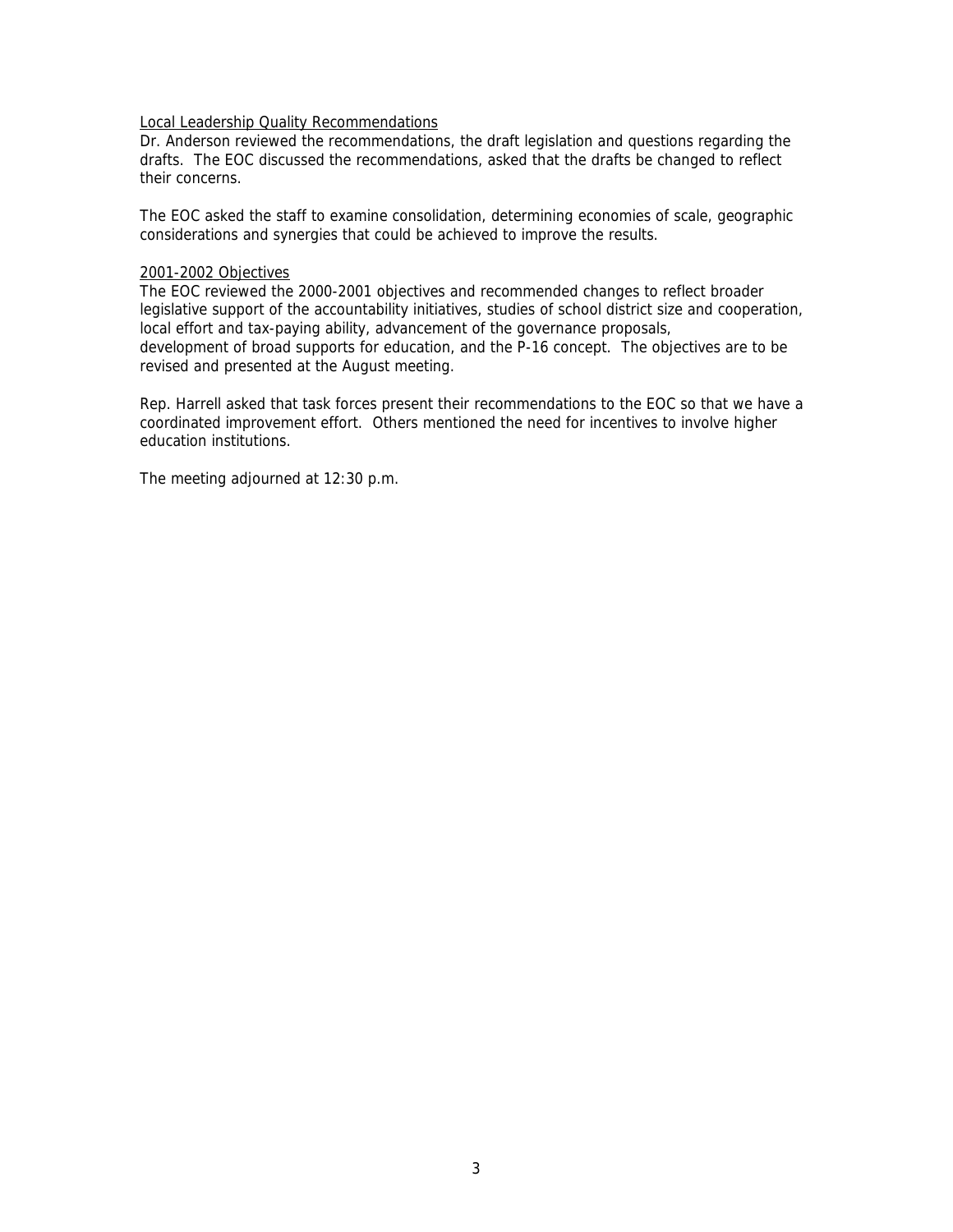<u>Local Leadership Quality Recommendations</u>

Dr. Anderson reviewed the recommendations, the draft legislation and questions regarding the drafts. The EOC discussed the recommendations, asked that the drafts be changed to reflect their concerns.

The EOC asked the staff to examine consolidation, determining economies of scale, geographic considerations and synergies that could be achieved to improve the results.

<u>2001-2002 Objectives</u>

The EOC reviewed the 2000-2001 objectives and recommended changes to reflect broader legislative support of the accountability initiatives, studies of school district size and cooperation, local effort and tax-paying ability, advancement of the governance proposals, development of broad supports for education, and the P-16 concept. The objectives are to be revised and presented at the August meeting.

Rep. Harrell asked that task forces present their recommendations to the EOC so that we have a coordinated improvement effort. Others mentioned the need for incentives to involve higher education institutions.

The meeting adjourned at 12:30 p.m.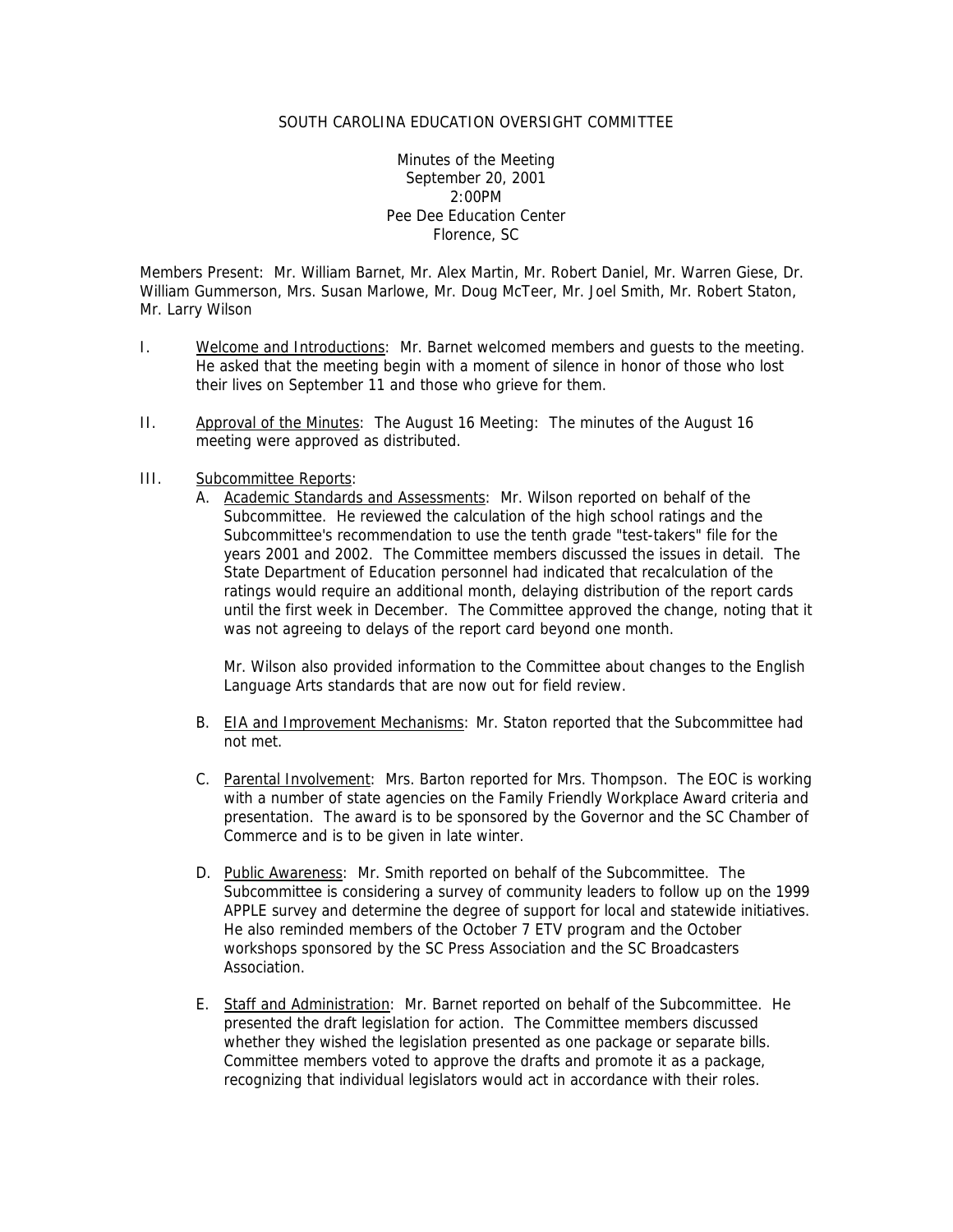SOUTH CAROLINA EDUCATION OVERSIGHT COMMITTEE

Minutes of the Meeting
September 20, 2001
2:00PM
Pee Dee Education Center
Florence, SC

Members Present: Mr. William Barnet, Mr. Alex Martin, Mr. Robert Daniel, Mr. Warren Giese, Dr. William Gummerson, Mrs. Susan Marlowe, Mr. Doug McTeer, Mr. Joel Smith, Mr. Robert Staton, Mr. Larry Wilson

I. Welcome and Introductions: Mr. Barnet welcomed members and guests to the meeting. He asked that the meeting begin with a moment of silence in honor of those who lost their lives on September 11 and those who grieve for them.

II. Approval of the Minutes: The August 16 Meeting: The minutes of the August 16 meeting were approved as distributed.

III. Subcommittee Reports:

A. Academic Standards and Assessments: Mr. Wilson reported on behalf of the Subcommittee. He reviewed the calculation of the high school ratings and the Subcommittee's recommendation to use the tenth grade "test-takers" file for the years 2001 and 2002. The Committee members discussed the issues in detail. The State Department of Education personnel had indicated that recalculation of the ratings would require an additional month, delaying distribution of the report cards until the first week in December. The Committee approved the change, noting that it was not agreeing to delays of the report card beyond one month.

Mr. Wilson also provided information to the Committee about changes to the English Language Arts standards that are now out for field review.

B. EIA and Improvement Mechanisms: Mr. Staton reported that the Subcommittee had not met.

C. Parental Involvement: Mrs. Barton reported for Mrs. Thompson. The EOC is working with a number of state agencies on the Family Friendly Workplace Award criteria and presentation. The award is to be sponsored by the Governor and the SC Chamber of Commerce and is to be given in late winter.

D. Public Awareness: Mr. Smith reported on behalf of the Subcommittee. The Subcommittee is considering a survey of community leaders to follow up on the 1999 APPLE survey and determine the degree of support for local and statewide initiatives. He also reminded members of the October 7 ETV program and the October workshops sponsored by the SC Press Association and the SC Broadcasters Association.

E. Staff and Administration: Mr. Barnet reported on behalf of the Subcommittee. He presented the draft legislation for action. The Committee members discussed whether they wished the legislation presented as one package or separate bills. Committee members voted to approve the drafts and promote it as a package, recognizing that individual legislators would act in accordance with their roles.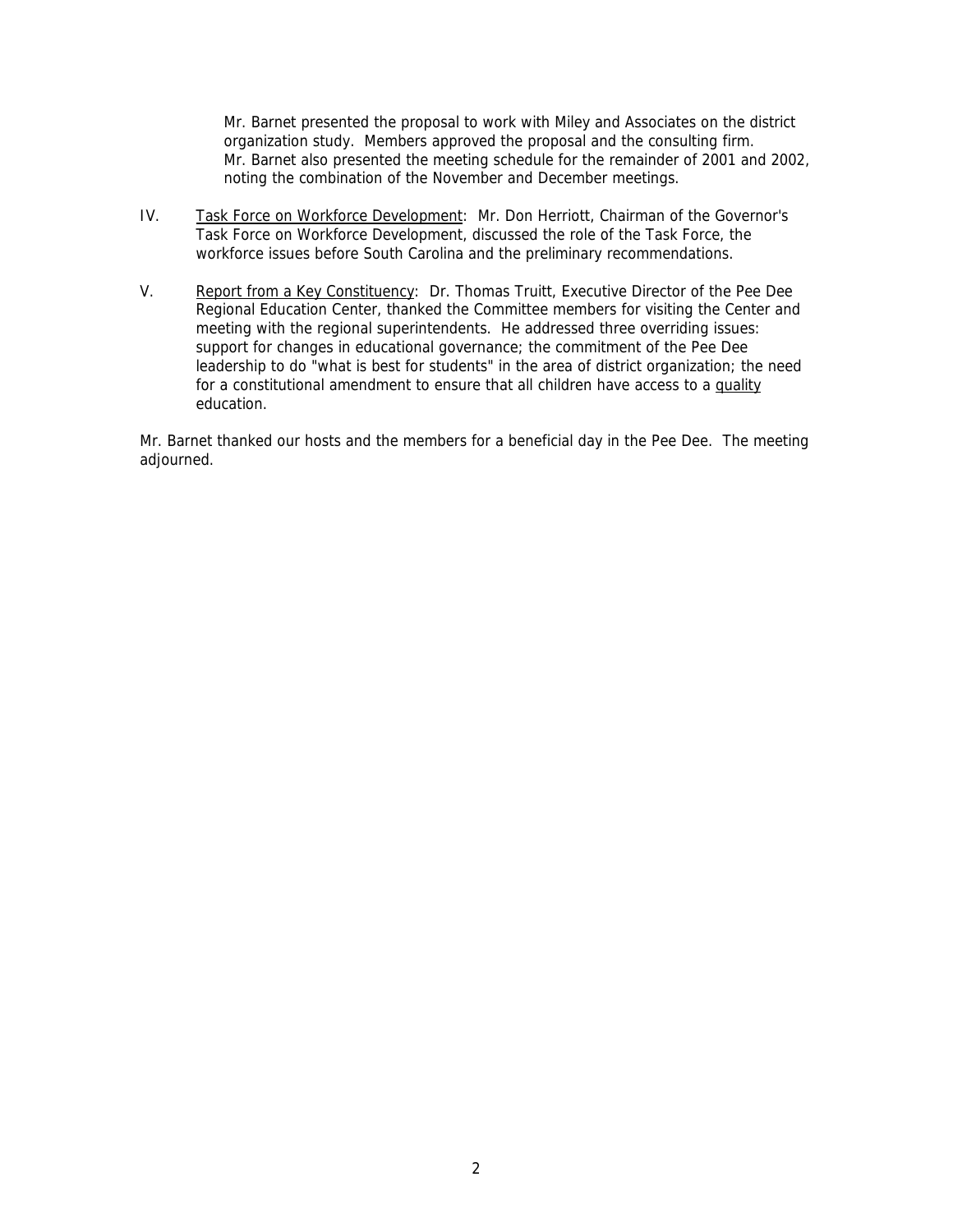Mr. Barnet presented the proposal to work with Miley and Associates on the district organization study. Members approved the proposal and the consulting firm. Mr. Barnet also presented the meeting schedule for the remainder of 2001 and 2002, noting the combination of the November and December meetings.

IV. <u>Task Force on Workforce Development</u>: Mr. Don Herriott, Chairman of the Governor's Task Force on Workforce Development, discussed the role of the Task Force, the workforce issues before South Carolina and the preliminary recommendations.

V. <u>Report from a Key Constituency</u>: Dr. Thomas Truitt, Executive Director of the Pee Dee Regional Education Center, thanked the Committee members for visiting the Center and meeting with the regional superintendents. He addressed three overriding issues: support for changes in educational governance; the commitment of the Pee Dee leadership to do "what is best for students" in the area of district organization; the need for a constitutional amendment to ensure that all children have access to a <u>quality</u> education.

Mr. Barnet thanked our hosts and the members for a beneficial day in the Pee Dee. The meeting adjourned.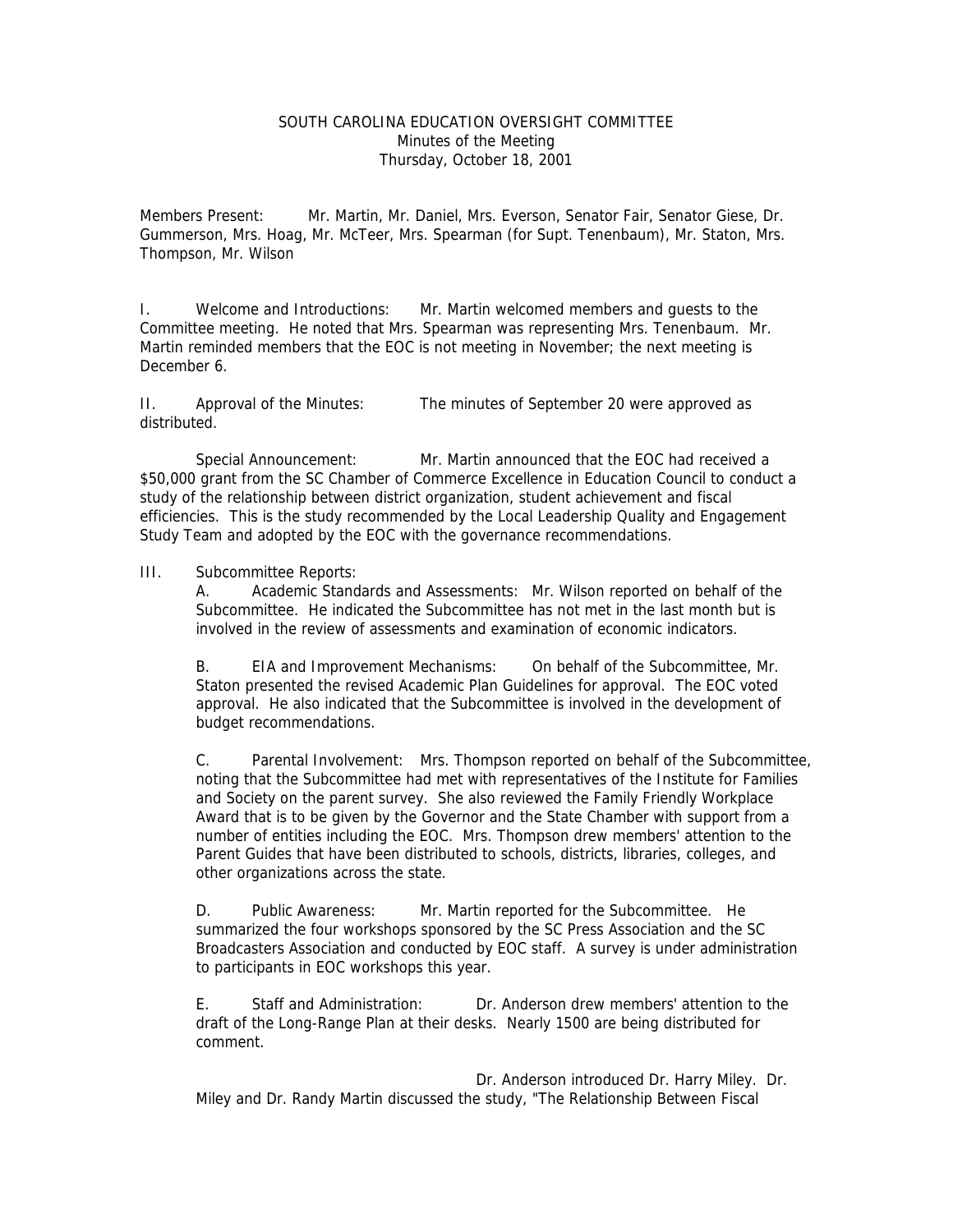SOUTH CAROLINA EDUCATION OVERSIGHT COMMITTEE
Minutes of the Meeting
Thursday, October 18, 2001

Members Present: Mr. Martin, Mr. Daniel, Mrs. Everson, Senator Fair, Senator Giese, Dr. Gummerson, Mrs. Hoag, Mr. McTeer, Mrs. Spearman (for Supt. Tenenbaum), Mr. Staton, Mrs. Thompson, Mr. Wilson

I. Welcome and Introductions: Mr. Martin welcomed members and guests to the Committee meeting. He noted that Mrs. Spearman was representing Mrs. Tenenbaum. Mr. Martin reminded members that the EOC is not meeting in November; the next meeting is December 6.

II. Approval of the Minutes: The minutes of September 20 were approved as distributed.

Special Announcement: Mr. Martin announced that the EOC had received a $50,000 grant from the SC Chamber of Commerce Excellence in Education Council to conduct a study of the relationship between district organization, student achievement and fiscal efficiencies. This is the study recommended by the Local Leadership Quality and Engagement Study Team and adopted by the EOC with the governance recommendations.

III. Subcommittee Reports:

A. Academic Standards and Assessments: Mr. Wilson reported on behalf of the Subcommittee. He indicated the Subcommittee has not met in the last month but is involved in the review of assessments and examination of economic indicators.

B. EIA and Improvement Mechanisms: On behalf of the Subcommittee, Mr. Staton presented the revised Academic Plan Guidelines for approval. The EOC voted approval. He also indicated that the Subcommittee is involved in the development of budget recommendations.

C. Parental Involvement: Mrs. Thompson reported on behalf of the Subcommittee, noting that the Subcommittee had met with representatives of the Institute for Families and Society on the parent survey. She also reviewed the Family Friendly Workplace Award that is to be given by the Governor and the State Chamber with support from a number of entities including the EOC. Mrs. Thompson drew members' attention to the Parent Guides that have been distributed to schools, districts, libraries, colleges, and other organizations across the state.

D. Public Awareness: Mr. Martin reported for the Subcommittee. He summarized the four workshops sponsored by the SC Press Association and the SC Broadcasters Association and conducted by EOC staff. A survey is under administration to participants in EOC workshops this year.

E. Staff and Administration: Dr. Anderson drew members' attention to the draft of the Long-Range Plan at their desks. Nearly 1500 are being distributed for comment.

Dr. Anderson introduced Dr. Harry Miley. Dr. Miley and Dr. Randy Martin discussed the study, "The Relationship Between Fiscal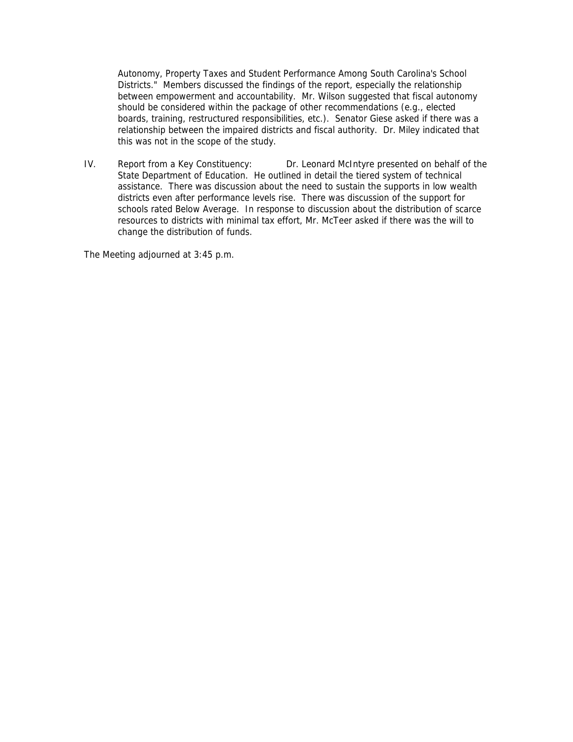Autonomy, Property Taxes and Student Performance Among South Carolina's School Districts." Members discussed the findings of the report, especially the relationship between empowerment and accountability. Mr. Wilson suggested that fiscal autonomy should be considered within the package of other recommendations (e.g., elected boards, training, restructured responsibilities, etc.). Senator Giese asked if there was a relationship between the impaired districts and fiscal authority. Dr. Miley indicated that this was not in the scope of the study.

IV. Report from a Key Constituency: Dr. Leonard McIntyre presented on behalf of the State Department of Education. He outlined in detail the tiered system of technical assistance. There was discussion about the need to sustain the supports in low wealth districts even after performance levels rise. There was discussion of the support for schools rated Below Average. In response to discussion about the distribution of scarce resources to districts with minimal tax effort, Mr. McTeer asked if there was the will to change the distribution of funds.

The Meeting adjourned at 3:45 p.m.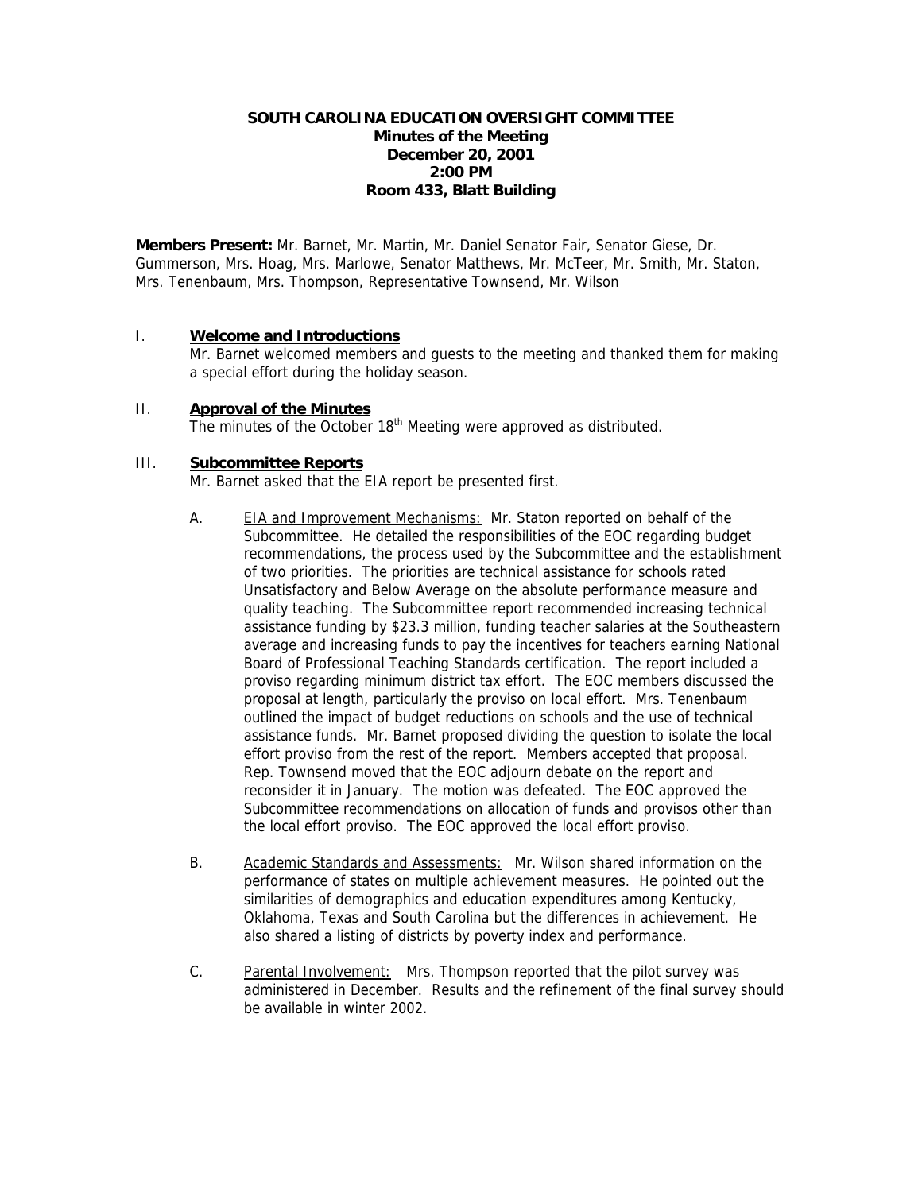**SOUTH CAROLINA EDUCATION OVERSIGHT COMMITTEE**
**Minutes of the Meeting**
**December 20, 2001**
**2:00 PM**
**Room 433, Blatt Building**

**Members Present:** Mr. Barnet, Mr. Martin, Mr. Daniel Senator Fair, Senator Giese, Dr. Gummerson, Mrs. Hoag, Mrs. Marlowe, Senator Matthews, Mr. McTeer, Mr. Smith, Mr. Staton, Mrs. Tenenbaum, Mrs. Thompson, Representative Townsend, Mr. Wilson

I. **Welcome and Introductions**

Mr. Barnet welcomed members and guests to the meeting and thanked them for making a special effort during the holiday season.

II. **Approval of the Minutes**

The minutes of the October 18th Meeting were approved as distributed.

III. **Subcommittee Reports**

Mr. Barnet asked that the EIA report be presented first.

A. EIA and Improvement Mechanisms: Mr. Staton reported on behalf of the Subcommittee. He detailed the responsibilities of the EOC regarding budget recommendations, the process used by the Subcommittee and the establishment of two priorities. The priorities are technical assistance for schools rated Unsatisfactory and Below Average on the absolute performance measure and quality teaching. The Subcommittee report recommended increasing technical assistance funding by $23.3 million, funding teacher salaries at the Southeastern average and increasing funds to pay the incentives for teachers earning National Board of Professional Teaching Standards certification. The report included a proviso regarding minimum district tax effort. The EOC members discussed the proposal at length, particularly the proviso on local effort. Mrs. Tenenbaum outlined the impact of budget reductions on schools and the use of technical assistance funds. Mr. Barnet proposed dividing the question to isolate the local effort proviso from the rest of the report. Members accepted that proposal. Rep. Townsend moved that the EOC adjourn debate on the report and reconsider it in January. The motion was defeated. The EOC approved the Subcommittee recommendations on allocation of funds and provisos other than the local effort proviso. The EOC approved the local effort proviso.

B. Academic Standards and Assessments: Mr. Wilson shared information on the performance of states on multiple achievement measures. He pointed out the similarities of demographics and education expenditures among Kentucky, Oklahoma, Texas and South Carolina but the differences in achievement. He also shared a listing of districts by poverty index and performance.

C. Parental Involvement: Mrs. Thompson reported that the pilot survey was administered in December. Results and the refinement of the final survey should be available in winter 2002.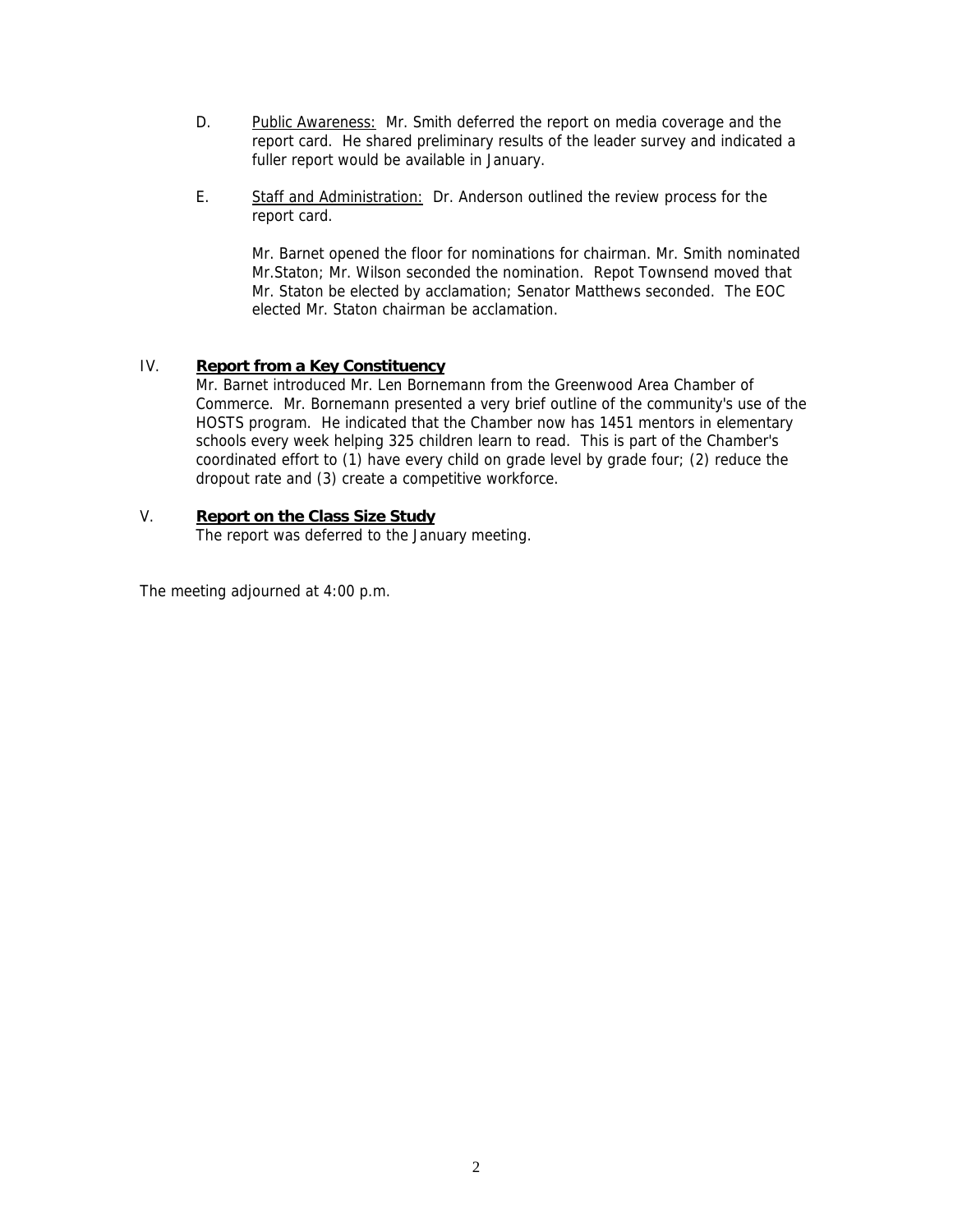D. Public Awareness: Mr. Smith deferred the report on media coverage and the report card. He shared preliminary results of the leader survey and indicated a fuller report would be available in January.

E. Staff and Administration: Dr. Anderson outlined the review process for the report card.

Mr. Barnet opened the floor for nominations for chairman. Mr. Smith nominated Mr.Staton; Mr. Wilson seconded the nomination. Repot Townsend moved that Mr. Staton be elected by acclamation; Senator Matthews seconded. The EOC elected Mr. Staton chairman be acclamation.

## IV. **Report from a Key Constituency**

Mr. Barnet introduced Mr. Len Bornemann from the Greenwood Area Chamber of Commerce. Mr. Bornemann presented a very brief outline of the community's use of the HOSTS program. He indicated that the Chamber now has 1451 mentors in elementary schools every week helping 325 children learn to read. This is part of the Chamber's coordinated effort to (1) have every child on grade level by grade four; (2) reduce the dropout rate and (3) create a competitive workforce.

## V. **Report on the Class Size Study**

The report was deferred to the January meeting.

The meeting adjourned at 4:00 p.m.